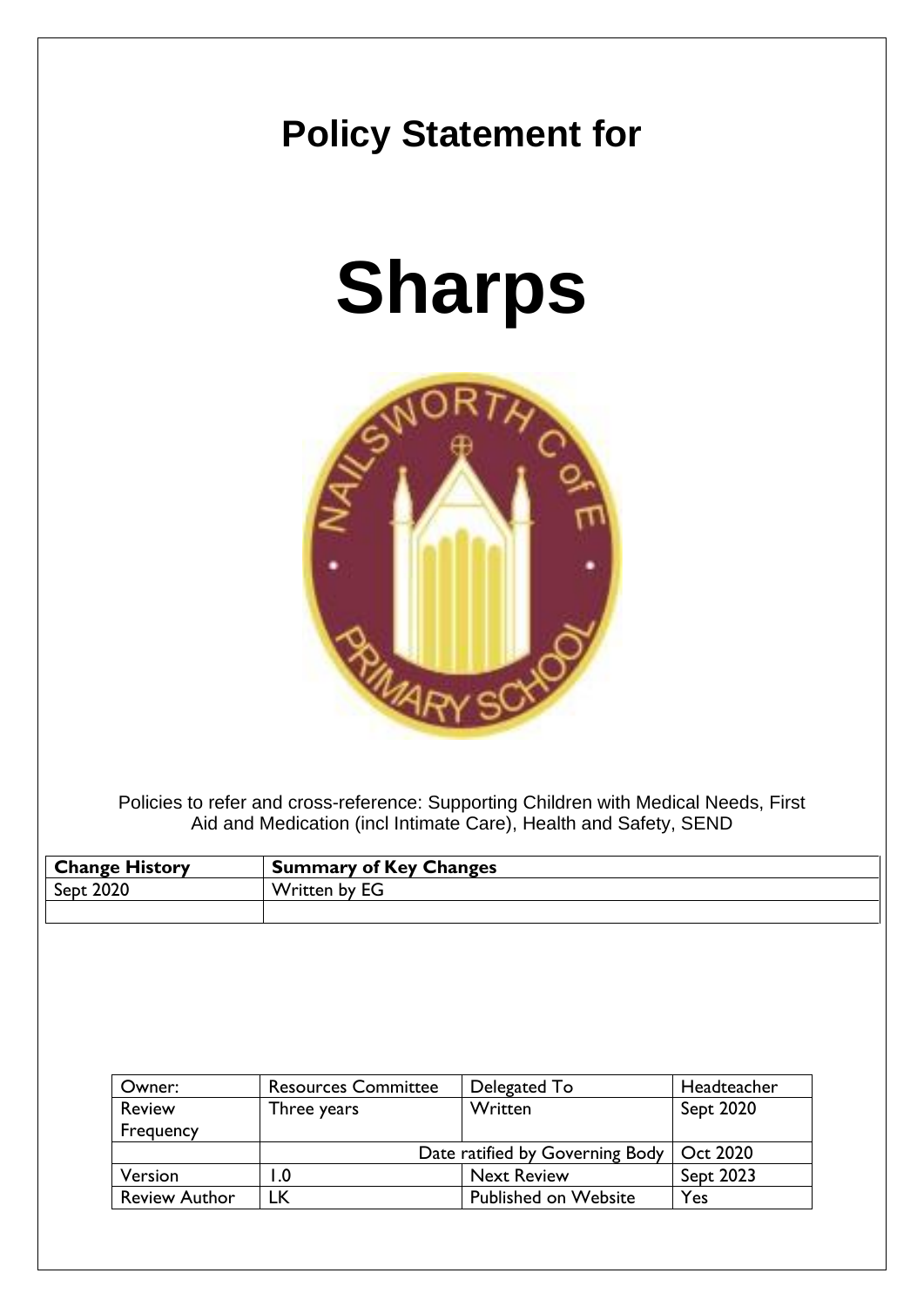# Policy Statement for

# Sharps

Policies to refer and cross-reference: Supporting Children with Medical Needs, First Aid and Medication (incl Intimate Care), Health and Safety, SEND

| Change History | Summary of Key Changes |
|---|---|
| Sept 2020 | Written by EG |
| | |

| Owner: | Resources Committee | Delegated To | Headteacher |
|---|---|---|---|
| Review Frequency | Three years | Written | Sept 2020 |
| | | Date ratified by Governing Body | Oct 2020 |
| Version | 1.0 | Next Review | Sept 2023 |
| Review Author | LK | Published on Website | Yes |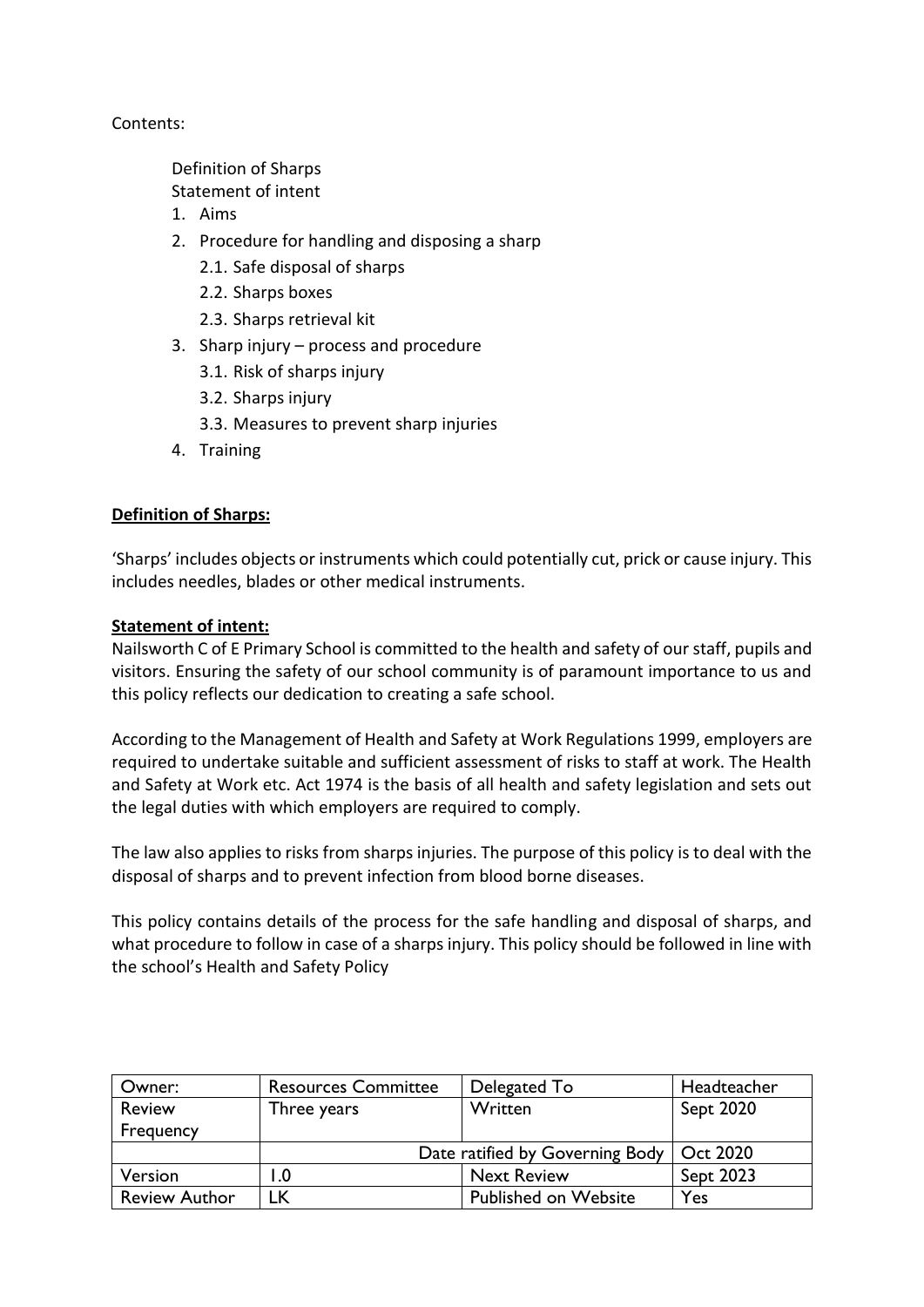Contents:

Definition of Sharps
Statement of intent

1. Aims
2. Procedure for handling and disposing a sharp
    2.1. Safe disposal of sharps
    2.2. Sharps boxes
    2.3. Sharps retrieval kit
3. Sharp injury – process and procedure
    3.1. Risk of sharps injury
    3.2. Sharps injury
    3.3. Measures to prevent sharp injuries
4. Training

**Definition of Sharps:**

'Sharps' includes objects or instruments which could potentially cut, prick or cause injury. This includes needles, blades or other medical instruments.

**Statement of intent:**

Nailsworth C of E Primary School is committed to the health and safety of our staff, pupils and visitors. Ensuring the safety of our school community is of paramount importance to us and this policy reflects our dedication to creating a safe school.

According to the Management of Health and Safety at Work Regulations 1999, employers are required to undertake suitable and sufficient assessment of risks to staff at work. The Health and Safety at Work etc. Act 1974 is the basis of all health and safety legislation and sets out the legal duties with which employers are required to comply.

The law also applies to risks from sharps injuries. The purpose of this policy is to deal with the disposal of sharps and to prevent infection from blood borne diseases.

This policy contains details of the process for the safe handling and disposal of sharps, and what procedure to follow in case of a sharps injury. This policy should be followed in line with the school's Health and Safety Policy

| Owner: | Resources Committee | Delegated To | Headteacher |
|---|---|---|---|
| Review Frequency | Three years | Written | Sept 2020 |
| | Date ratified by Governing Body | | Oct 2020 |
| Version | 1.0 | Next Review | Sept 2023 |
| Review Author | LK | Published on Website | Yes |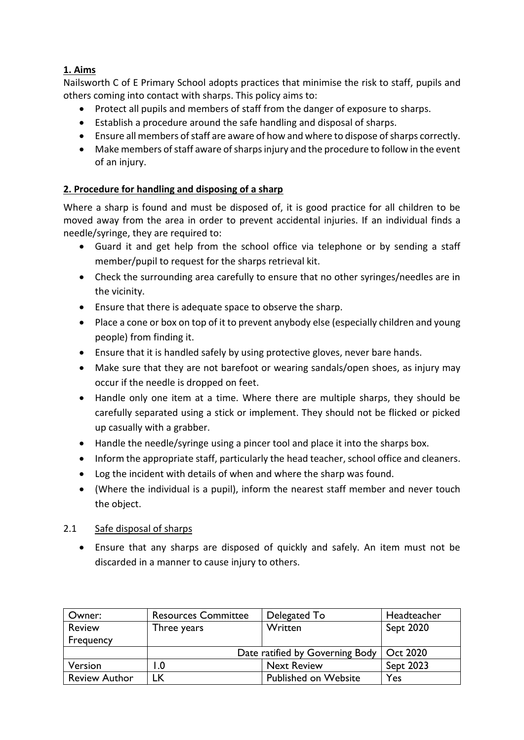## 1. Aims

Nailsworth C of E Primary School adopts practices that minimise the risk to staff, pupils and others coming into contact with sharps. This policy aims to:

- Protect all pupils and members of staff from the danger of exposure to sharps.
- Establish a procedure around the safe handling and disposal of sharps.
- Ensure all members of staff are aware of how and where to dispose of sharps correctly.
- Make members of staff aware of sharps injury and the procedure to follow in the event of an injury.

## 2. Procedure for handling and disposing of a sharp

Where a sharp is found and must be disposed of, it is good practice for all children to be moved away from the area in order to prevent accidental injuries. If an individual finds a needle/syringe, they are required to:

- Guard it and get help from the school office via telephone or by sending a staff member/pupil to request for the sharps retrieval kit.
- Check the surrounding area carefully to ensure that no other syringes/needles are in the vicinity.
- Ensure that there is adequate space to observe the sharp.
- Place a cone or box on top of it to prevent anybody else (especially children and young people) from finding it.
- Ensure that it is handled safely by using protective gloves, never bare hands.
- Make sure that they are not barefoot or wearing sandals/open shoes, as injury may occur if the needle is dropped on feet.
- Handle only one item at a time. Where there are multiple sharps, they should be carefully separated using a stick or implement. They should not be flicked or picked up casually with a grabber.
- Handle the needle/syringe using a pincer tool and place it into the sharps box.
- Inform the appropriate staff, particularly the head teacher, school office and cleaners.
- Log the incident with details of when and where the sharp was found.
- (Where the individual is a pupil), inform the nearest staff member and never touch the object.

### 2.1 Safe disposal of sharps

- Ensure that any sharps are disposed of quickly and safely. An item must not be discarded in a manner to cause injury to others.

| Owner: | Resources Committee | Delegated To | Headteacher |
|---|---|---|---|
| Review Frequency | Three years | Written | Sept 2020 |
| | | Date ratified by Governing Body | Oct 2020 |
| Version | 1.0 | Next Review | Sept 2023 |
| Review Author | LK | Published on Website | Yes |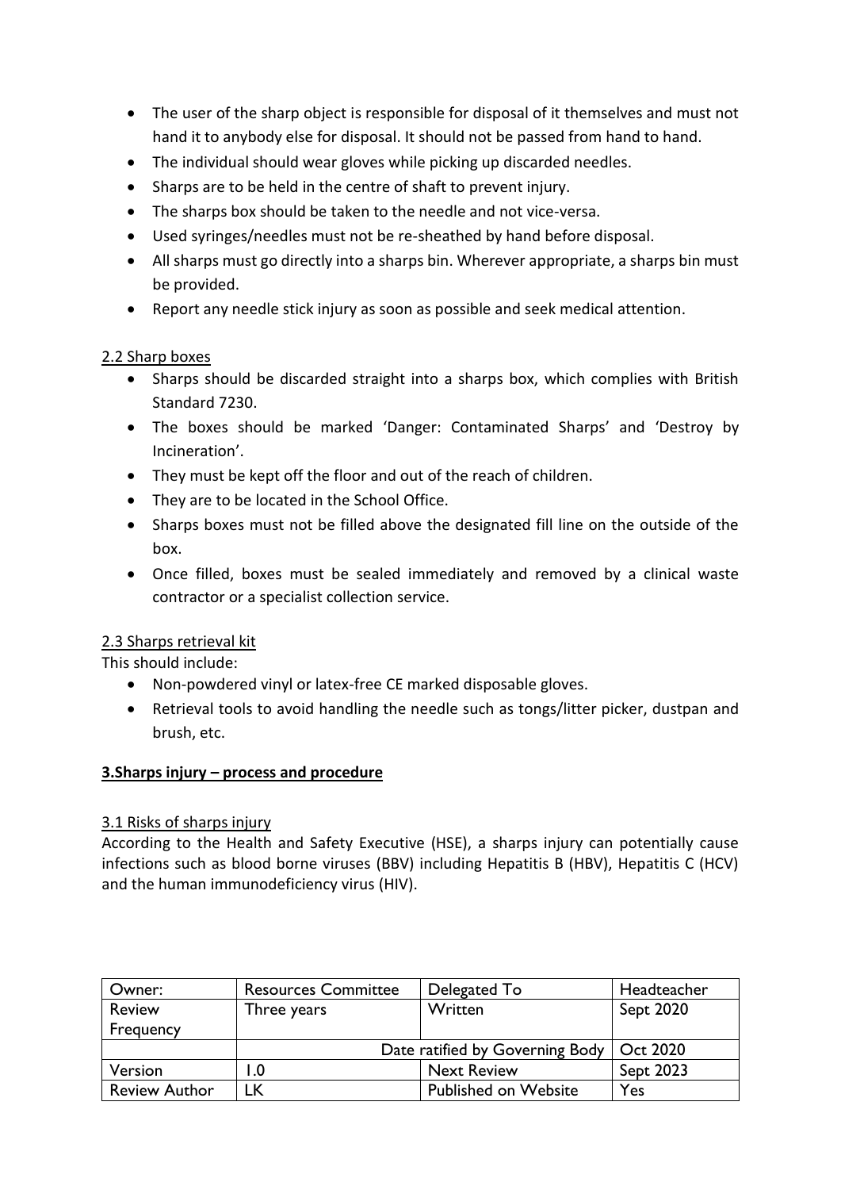- The user of the sharp object is responsible for disposal of it themselves and must not hand it to anybody else for disposal. It should not be passed from hand to hand.
- The individual should wear gloves while picking up discarded needles.
- Sharps are to be held in the centre of shaft to prevent injury.
- The sharps box should be taken to the needle and not vice-versa.
- Used syringes/needles must not be re-sheathed by hand before disposal.
- All sharps must go directly into a sharps bin. Wherever appropriate, a sharps bin must be provided.
- Report any needle stick injury as soon as possible and seek medical attention.

2.2 Sharp boxes

- Sharps should be discarded straight into a sharps box, which complies with British Standard 7230.
- The boxes should be marked 'Danger: Contaminated Sharps' and 'Destroy by Incineration'.
- They must be kept off the floor and out of the reach of children.
- They are to be located in the School Office.
- Sharps boxes must not be filled above the designated fill line on the outside of the box.
- Once filled, boxes must be sealed immediately and removed by a clinical waste contractor or a specialist collection service.

2.3 Sharps retrieval kit

This should include:

- Non-powdered vinyl or latex-free CE marked disposable gloves.
- Retrieval tools to avoid handling the needle such as tongs/litter picker, dustpan and brush, etc.

## 3.Sharps injury – process and procedure

3.1 Risks of sharps injury

According to the Health and Safety Executive (HSE), a sharps injury can potentially cause infections such as blood borne viruses (BBV) including Hepatitis B (HBV), Hepatitis C (HCV) and the human immunodeficiency virus (HIV).

| Owner: | Resources Committee | Delegated To | Headteacher |
|---|---|---|---|
| Review Frequency | Three years | Written | Sept 2020 |
| | Date ratified by Governing Body | | Oct 2020 |
| Version | 1.0 | Next Review | Sept 2023 |
| Review Author | LK | Published on Website | Yes |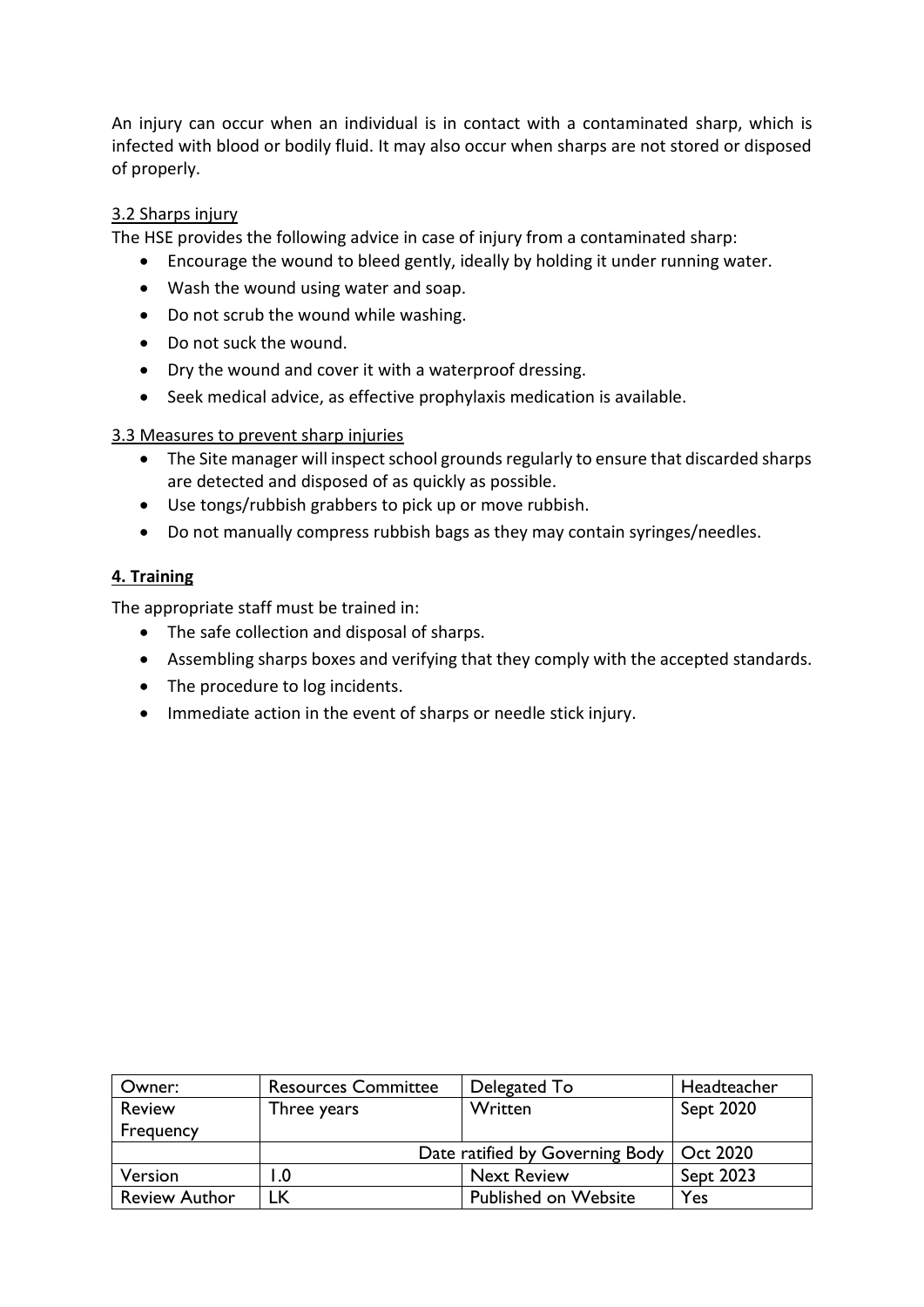An injury can occur when an individual is in contact with a contaminated sharp, which is infected with blood or bodily fluid. It may also occur when sharps are not stored or disposed of properly.

3.2 Sharps injury

The HSE provides the following advice in case of injury from a contaminated sharp:

- Encourage the wound to bleed gently, ideally by holding it under running water.
- Wash the wound using water and soap.
- Do not scrub the wound while washing.
- Do not suck the wound.
- Dry the wound and cover it with a waterproof dressing.
- Seek medical advice, as effective prophylaxis medication is available.

3.3 Measures to prevent sharp injuries

- The Site manager will inspect school grounds regularly to ensure that discarded sharps are detected and disposed of as quickly as possible.
- Use tongs/rubbish grabbers to pick up or move rubbish.
- Do not manually compress rubbish bags as they may contain syringes/needles.

**4. Training**

The appropriate staff must be trained in:

- The safe collection and disposal of sharps.
- Assembling sharps boxes and verifying that they comply with the accepted standards.
- The procedure to log incidents.
- Immediate action in the event of sharps or needle stick injury.

| | | | |
|---|---|---|---|
| Owner: | Resources Committee | Delegated To | Headteacher |
| Review Frequency | Three years | Written | Sept 2020 |
| | | Date ratified by Governing Body | Oct 2020 |
| Version | 1.0 | Next Review | Sept 2023 |
| Review Author | LK | Published on Website | Yes |